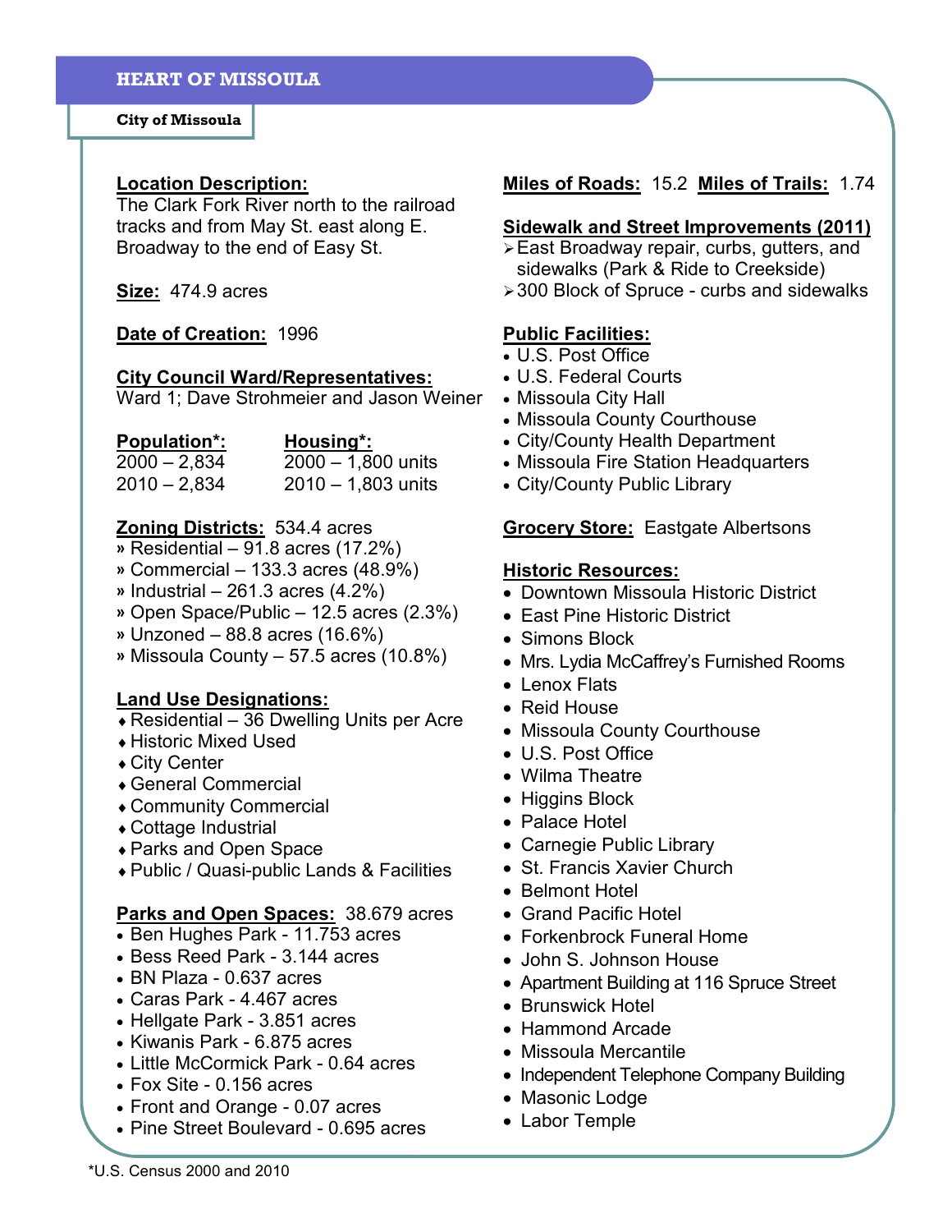# HEART OF MISSOULA

**City of Missoula**

**Location Description:**
The Clark Fork River north to the railroad tracks and from May St. east along E. Broadway to the end of Easy St.

**Size:** 474.9 acres

**Date of Creation:** 1996

**City Council Ward/Representatives:**
Ward 1; Dave Strohmeier and Jason Weiner

| Population*: | Housing*: |
|---|---|
| 2000 – 2,834 | 2000 – 1,800 units |
| 2010 – 2,834 | 2010 – 1,803 units |

**Zoning Districts:** 534.4 acres

- » Residential – 91.8 acres (17.2%)
- » Commercial – 133.3 acres (48.9%)
- » Industrial – 261.3 acres (4.2%)
- » Open Space/Public – 12.5 acres (2.3%)
- » Unzoned – 88.8 acres (16.6%)
- » Missoula County – 57.5 acres (10.8%)

**Land Use Designations:**

- Residential – 36 Dwelling Units per Acre
- Historic Mixed Used
- City Center
- General Commercial
- Community Commercial
- Cottage Industrial
- Parks and Open Space
- Public / Quasi-public Lands & Facilities

**Parks and Open Spaces:** 38.679 acres

- Ben Hughes Park - 11.753 acres
- Bess Reed Park - 3.144 acres
- BN Plaza - 0.637 acres
- Caras Park - 4.467 acres
- Hellgate Park - 3.851 acres
- Kiwanis Park - 6.875 acres
- Little McCormick Park - 0.64 acres
- Fox Site - 0.156 acres
- Front and Orange - 0.07 acres
- Pine Street Boulevard - 0.695 acres

**Miles of Roads:** 15.2 **Miles of Trails:** 1.74

**Sidewalk and Street Improvements (2011)**

- East Broadway repair, curbs, gutters, and sidewalks (Park & Ride to Creekside)
- 300 Block of Spruce - curbs and sidewalks

**Public Facilities:**

- U.S. Post Office
- U.S. Federal Courts
- Missoula City Hall
- Missoula County Courthouse
- City/County Health Department
- Missoula Fire Station Headquarters
- City/County Public Library

**Grocery Store:** Eastgate Albertsons

**Historic Resources:**

- Downtown Missoula Historic District
- East Pine Historic District
- Simons Block
- Mrs. Lydia McCaffrey's Furnished Rooms
- Lenox Flats
- Reid House
- Missoula County Courthouse
- U.S. Post Office
- Wilma Theatre
- Higgins Block
- Palace Hotel
- Carnegie Public Library
- St. Francis Xavier Church
- Belmont Hotel
- Grand Pacific Hotel
- Forkenbrock Funeral Home
- John S. Johnson House
- Apartment Building at 116 Spruce Street
- Brunswick Hotel
- Hammond Arcade
- Missoula Mercantile
- Independent Telephone Company Building
- Masonic Lodge
- Labor Temple

*U.S. Census 2000 and 2010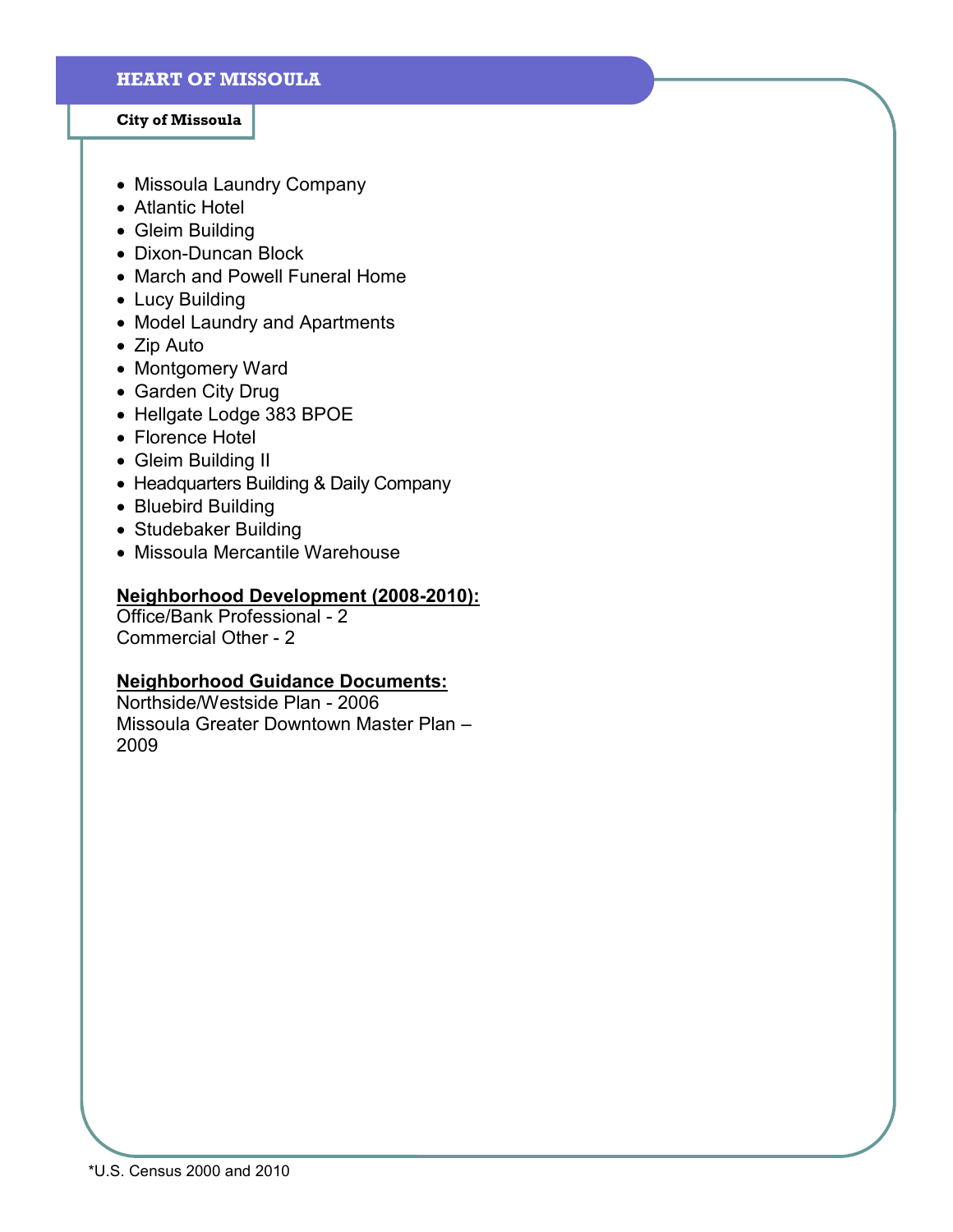## HEART OF MISSOULA

### City of Missoula

- Missoula Laundry Company
- Atlantic Hotel
- Gleim Building
- Dixon-Duncan Block
- March and Powell Funeral Home
- Lucy Building
- Model Laundry and Apartments
- Zip Auto
- Montgomery Ward
- Garden City Drug
- Hellgate Lodge 383 BPOE
- Florence Hotel
- Gleim Building II
- Headquarters Building & Daily Company
- Bluebird Building
- Studebaker Building
- Missoula Mercantile Warehouse

**Neighborhood Development (2008-2010):**
Office/Bank Professional - 2
Commercial Other - 2

**Neighborhood Guidance Documents:**
Northside/Westside Plan - 2006
Missoula Greater Downtown Master Plan – 2009

*U.S. Census 2000 and 2010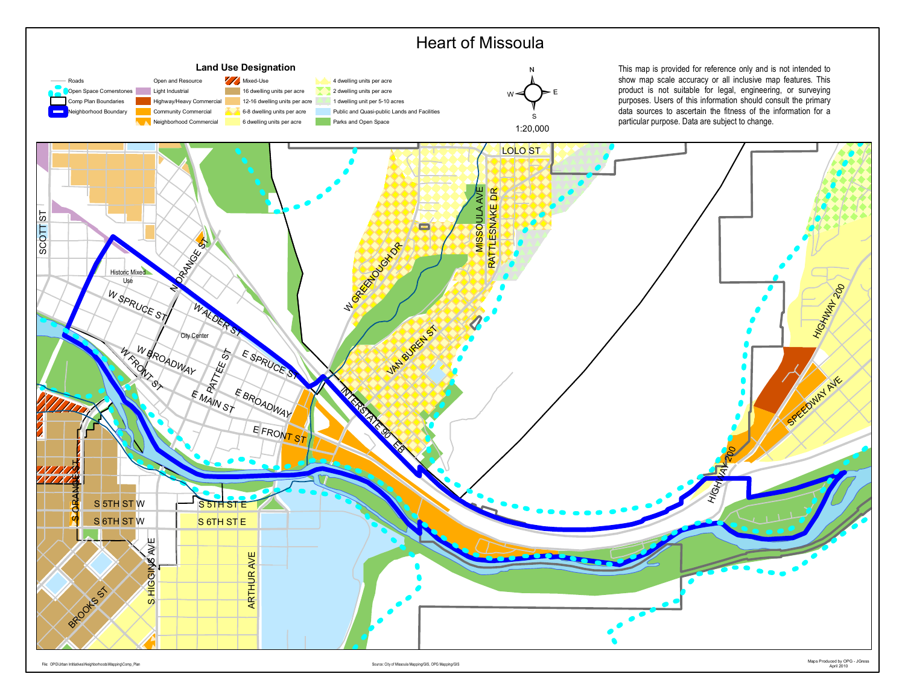# Heart of Missoula

## Land Use Designation

- Roads
- Open Space Cornerstones
- Comp Plan Boundaries
- Neighborhood Boundary
- Open and Resource
- Light Industrial
- Highway/Heavy Commercial
- Community Commercial
- Neighborhood Commercial
- Mixed-Use
- 16 dwelling units per acre
- 12-16 dwelling units per acre
- 6-8 dwelling units per acre
- 6 dwelling units per acre
- 4 dwelling units per acre
- 2 dwelling units per acre
- 1 dwelling unit per 5-10 acres
- Public and Quasi-public Lands and Facilities
- Parks and Open Space

N, W, E, S

1:20,000

This map is provided for reference only and is not intended to show map scale accuracy or all inclusive map features. This product is not suitable for legal, engineering, or surveying purposes. Users of this information should consult the primary data sources to ascertain the fitness of the information for a particular purpose. Data are subject to change.

LOLO ST, SCOTT ST, MISSOULA AVE, RATTLESNAKE DR, W GREENOUGH DR, N ORANGE ST, Historic Mixed Use, W SPRUCE ST, W ALDER ST, City Center, VAN BUREN ST, HIGHWAY 200, W BROADWAY, E SPRUCE ST, W FRONT ST, PATTEE ST, E MAIN ST, E BROADWAY, INTERSTATE 90 EB, SPEEDWAY AVE, E FRONT ST, S ORANGE ST, S 5TH ST W, S 5TH ST E, S 6TH ST W, S 6TH ST E, S HIGGINS AVE, ARTHUR AVE, BROOKS ST

File: OPG\Urban Initiatives\Neighborhoods\Mapping\Comp_Plan

Source: City of Missoula Mapping/GIS, OPG Mapping/GIS

Maps Produced by OPG - JGress
April 2010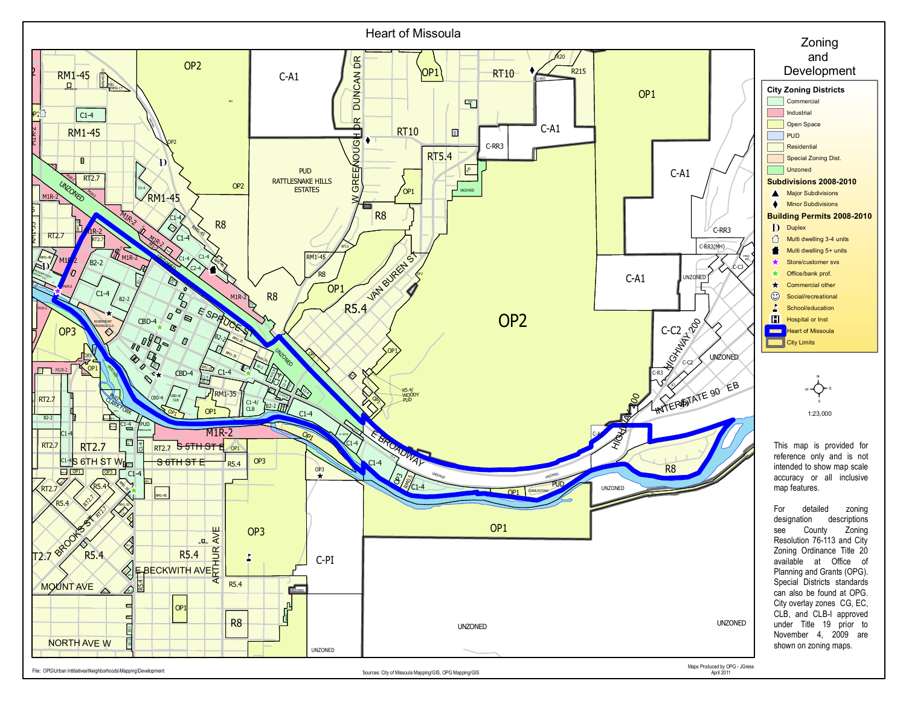# Heart of Missoula

## Zoning and Development

**City Zoning Districts**

- Commercial
- Industrial
- Open Space
- PUD
- Residential
- Special Zoning Dist.
- Unzoned

**Subdivisions 2008-2010**

- ▲ Major Subdivisions
- ♦ Minor Subdivisions

**Building Permits 2008-2010**

- Duplex
- Multi dwelling 3-4 units
- Multi dwelling 5+ units
- Store/customer svs
- Office/bank prof.
- Commercial other
- Social/recreational
- School/education
- Hospital or Inst
- Heart of Missoula
- City Limits

1:23,000

This map is provided for reference only and is not intended to show map scale accuracy or all inclusive map features.

For detailed zoning designation descriptions see County Zoning Resolution 76-113 and City Zoning Ordinance Title 20 available at Office of Planning and Grants (OPG). Special Districts standards can also be found at OPG. City overlay zones CG, EC, CLB, and CLB-I approved under Title 19 prior to November 4, 2009 are shown on zoning maps.

File: OPG\Urban Intitiatives\Neighborhoods\Mapping\Development

Sources: City of Missoula Mapping/GIS, OPG Mapping/GIS

Maps Produced by OPG - JGress
April 2011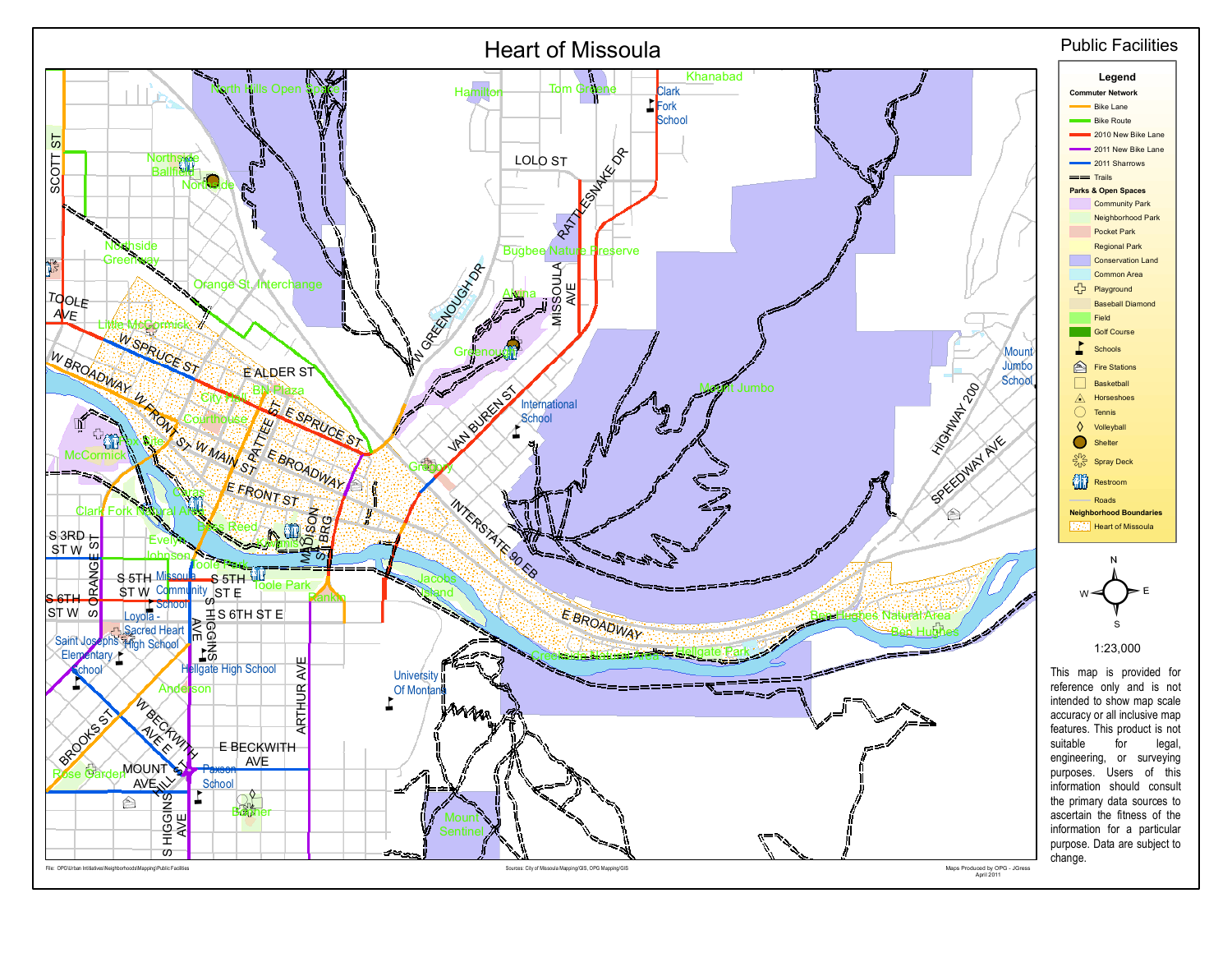# Heart of Missoula

## Public Facilities

**Legend**

**Commuter Network**
- Bike Lane
- Bike Route
- 2010 New Bike Lane
- 2011 New Bike Lane
- 2011 Sharrows
- Trails

**Parks & Open Spaces**
- Community Park
- Neighborhood Park
- Pocket Park
- Regional Park
- Conservation Land
- Common Area
- Playground
- Baseball Diamond
- Field
- Golf Course
- Schools
- Fire Stations
- Basketball
- Horseshoes
- Tennis
- Volleyball
- Shelter
- Spray Deck
- Restroom
- Roads

**Neighborhood Boundaries**
- Heart of Missoula

1:23,000

This map is provided for reference only and is not intended to show map scale accuracy or all inclusive map features. This product is not suitable for legal, engineering, or surveying purposes. Users of this information should consult the primary data sources to ascertain the fitness of the information for a particular purpose. Data are subject to change.

File: OPG\Urban Initiatives\Neighborhoods\Mapping\Public Facilities

Sources: City of Missoula Mapping/GIS, OPG Mapping/GIS

Maps Produced by OPG - JGress April 2011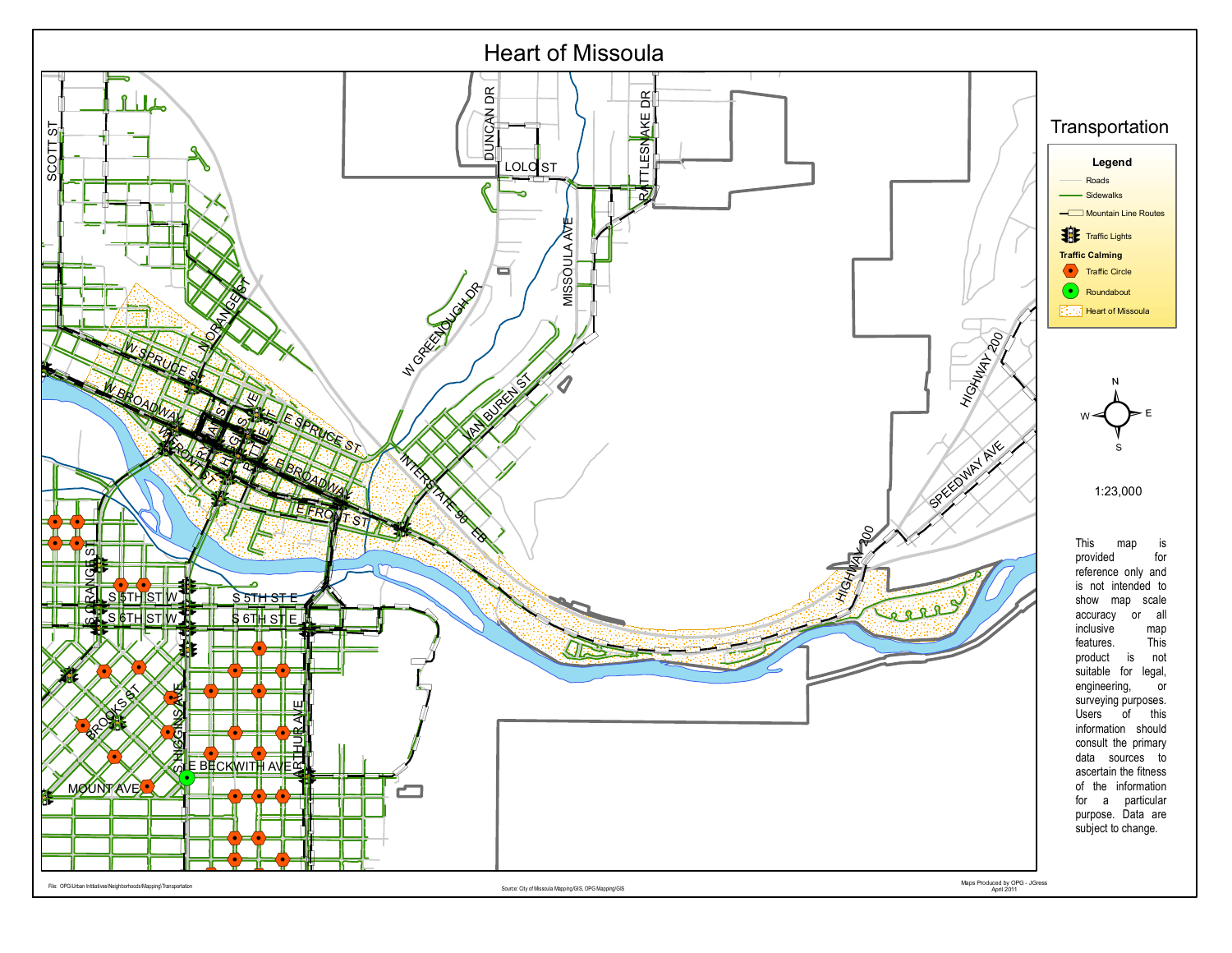# Heart of Missoula

## Transportation

**Legend**

Roads

Sidewalks

Mountain Line Routes

Traffic Lights

**Traffic Calming**

Traffic Circle

Roundabout

Heart of Missoula

N

W

E

S

1:23,000

This map is provided for reference only and is not intended to show map scale accuracy or all inclusive map features. This product is not suitable for legal, engineering, or surveying purposes. Users of this information should consult the primary data sources to ascertain the fitness of the information for a particular purpose. Data are subject to change.

SCOTT ST

DUNCAN DR

LOLO ST

RATTLESNAKE DR

MISSOULA AVE

N ORANGE ST

W GREENOUGH DR

W SPRUCE ST

W BROADWAY

E SPRUCE ST

W FRONT ST

E BROADWAY

VAN BUREN ST

HIGHWAY 200

SPEEDWAY AVE

INTERSTATE 90 EB

E FRONT ST

S ORANGE ST

S 5TH ST W

S 5TH ST E

S 6TH ST W

S 6TH ST E

HIGHWAY 200

BROOKS ST

S HIGGINS AVE

ARTHUR AVE

E BECKWITH AVE

MOUNT AVE

File: OPG\Urban Initiatives\Neighborhoods\Mapping\Transportation

Source: City of Missoula Mapping/GIS, OPG Mapping/GIS

Maps Produced by OPG - JGress
April 2011